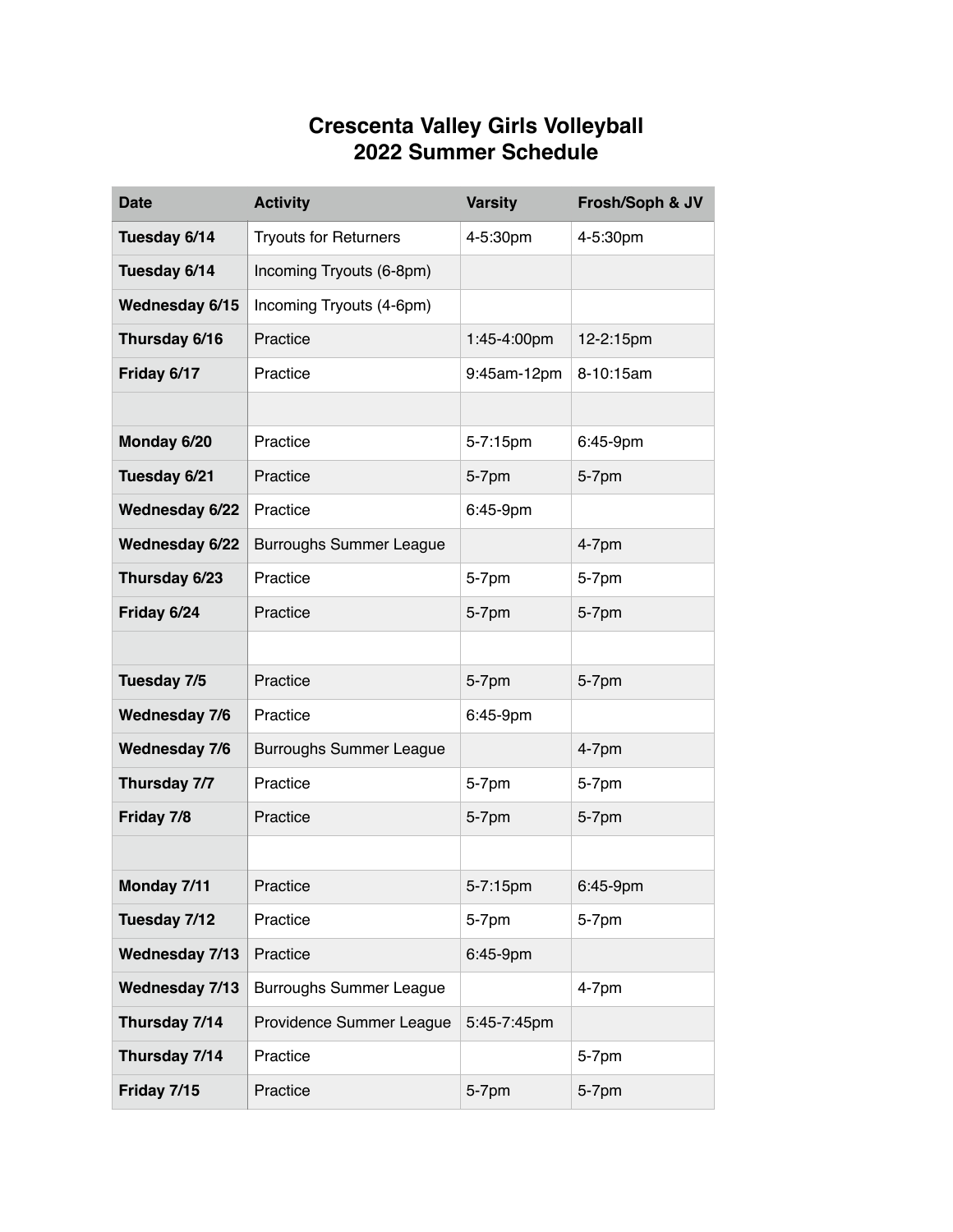# Crescenta Valley Girls Volleyball
# 2022 Summer Schedule

| Date | Activity | Varsity | Frosh/Soph & JV |
|---|---|---|---|
| **Tuesday 6/14** | Tryouts for Returners | 4-5:30pm | 4-5:30pm |
| **Tuesday 6/14** | Incoming Tryouts (6-8pm) | | |
| **Wednesday 6/15** | Incoming Tryouts (4-6pm) | | |
| **Thursday 6/16** | Practice | 1:45-4:00pm | 12-2:15pm |
| **Friday 6/17** | Practice | 9:45am-12pm | 8-10:15am |
| | | | |
| **Monday 6/20** | Practice | 5-7:15pm | 6:45-9pm |
| **Tuesday 6/21** | Practice | 5-7pm | 5-7pm |
| **Wednesday 6/22** | Practice | 6:45-9pm | |
| **Wednesday 6/22** | Burroughs Summer League | | 4-7pm |
| **Thursday 6/23** | Practice | 5-7pm | 5-7pm |
| **Friday 6/24** | Practice | 5-7pm | 5-7pm |
| | | | |
| **Tuesday 7/5** | Practice | 5-7pm | 5-7pm |
| **Wednesday 7/6** | Practice | 6:45-9pm | |
| **Wednesday 7/6** | Burroughs Summer League | | 4-7pm |
| **Thursday 7/7** | Practice | 5-7pm | 5-7pm |
| **Friday 7/8** | Practice | 5-7pm | 5-7pm |
| | | | |
| **Monday 7/11** | Practice | 5-7:15pm | 6:45-9pm |
| **Tuesday 7/12** | Practice | 5-7pm | 5-7pm |
| **Wednesday 7/13** | Practice | 6:45-9pm | |
| **Wednesday 7/13** | Burroughs Summer League | | 4-7pm |
| **Thursday 7/14** | Providence Summer League | 5:45-7:45pm | |
| **Thursday 7/14** | Practice | | 5-7pm |
| **Friday 7/15** | Practice | 5-7pm | 5-7pm |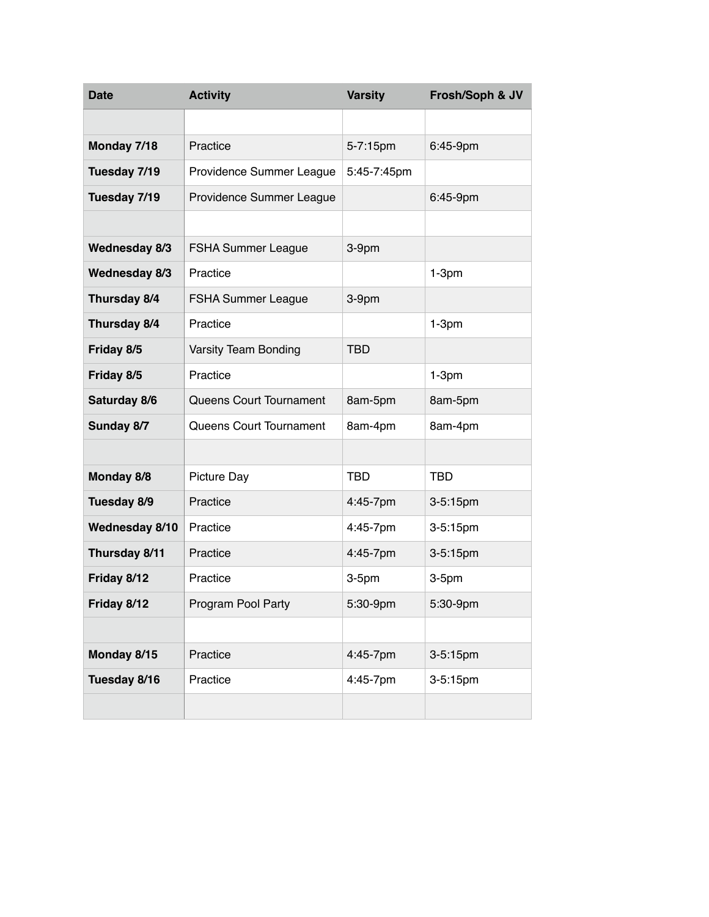| Date | Activity | Varsity | Frosh/Soph & JV |
|---|---|---|---|
| | | | |
| **Monday 7/18** | Practice | 5-7:15pm | 6:45-9pm |
| **Tuesday 7/19** | Providence Summer League | 5:45-7:45pm | |
| **Tuesday 7/19** | Providence Summer League | | 6:45-9pm |
| | | | |
| **Wednesday 8/3** | FSHA Summer League | 3-9pm | |
| **Wednesday 8/3** | Practice | | 1-3pm |
| **Thursday 8/4** | FSHA Summer League | 3-9pm | |
| **Thursday 8/4** | Practice | | 1-3pm |
| **Friday 8/5** | Varsity Team Bonding | TBD | |
| **Friday 8/5** | Practice | | 1-3pm |
| **Saturday 8/6** | Queens Court Tournament | 8am-5pm | 8am-5pm |
| **Sunday 8/7** | Queens Court Tournament | 8am-4pm | 8am-4pm |
| | | | |
| **Monday 8/8** | Picture Day | TBD | TBD |
| **Tuesday 8/9** | Practice | 4:45-7pm | 3-5:15pm |
| **Wednesday 8/10** | Practice | 4:45-7pm | 3-5:15pm |
| **Thursday 8/11** | Practice | 4:45-7pm | 3-5:15pm |
| **Friday 8/12** | Practice | 3-5pm | 3-5pm |
| **Friday 8/12** | Program Pool Party | 5:30-9pm | 5:30-9pm |
| | | | |
| **Monday 8/15** | Practice | 4:45-7pm | 3-5:15pm |
| **Tuesday 8/16** | Practice | 4:45-7pm | 3-5:15pm |
| | | | |